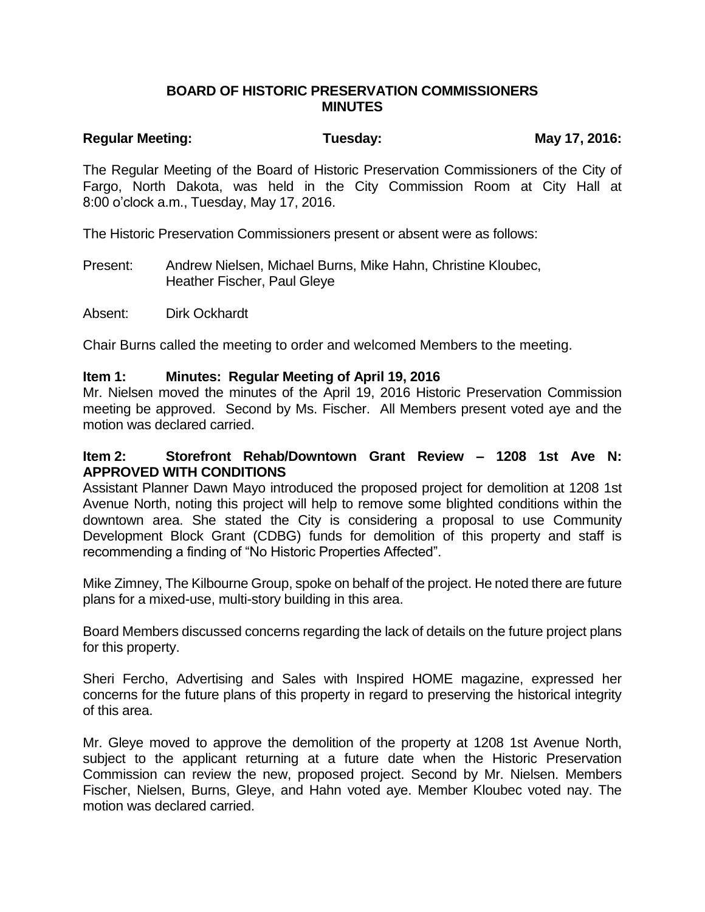# BOARD OF HISTORIC PRESERVATION COMMISSIONERS MINUTES

**Regular Meeting:** **Tuesday:** **May 17, 2016:**

The Regular Meeting of the Board of Historic Preservation Commissioners of the City of Fargo, North Dakota, was held in the City Commission Room at City Hall at 8:00 o'clock a.m., Tuesday, May 17, 2016.

The Historic Preservation Commissioners present or absent were as follows:

Present: Andrew Nielsen, Michael Burns, Mike Hahn, Christine Kloubec, Heather Fischer, Paul Gleye

Absent: Dirk Ockhardt

Chair Burns called the meeting to order and welcomed Members to the meeting.

**Item 1: Minutes: Regular Meeting of April 19, 2016**

Mr. Nielsen moved the minutes of the April 19, 2016 Historic Preservation Commission meeting be approved. Second by Ms. Fischer. All Members present voted aye and the motion was declared carried.

**Item 2: Storefront Rehab/Downtown Grant Review – 1208 1st Ave N: APPROVED WITH CONDITIONS**

Assistant Planner Dawn Mayo introduced the proposed project for demolition at 1208 1st Avenue North, noting this project will help to remove some blighted conditions within the downtown area. She stated the City is considering a proposal to use Community Development Block Grant (CDBG) funds for demolition of this property and staff is recommending a finding of "No Historic Properties Affected".

Mike Zimney, The Kilbourne Group, spoke on behalf of the project. He noted there are future plans for a mixed-use, multi-story building in this area.

Board Members discussed concerns regarding the lack of details on the future project plans for this property.

Sheri Fercho, Advertising and Sales with Inspired HOME magazine, expressed her concerns for the future plans of this property in regard to preserving the historical integrity of this area.

Mr. Gleye moved to approve the demolition of the property at 1208 1st Avenue North, subject to the applicant returning at a future date when the Historic Preservation Commission can review the new, proposed project. Second by Mr. Nielsen. Members Fischer, Nielsen, Burns, Gleye, and Hahn voted aye. Member Kloubec voted nay. The motion was declared carried.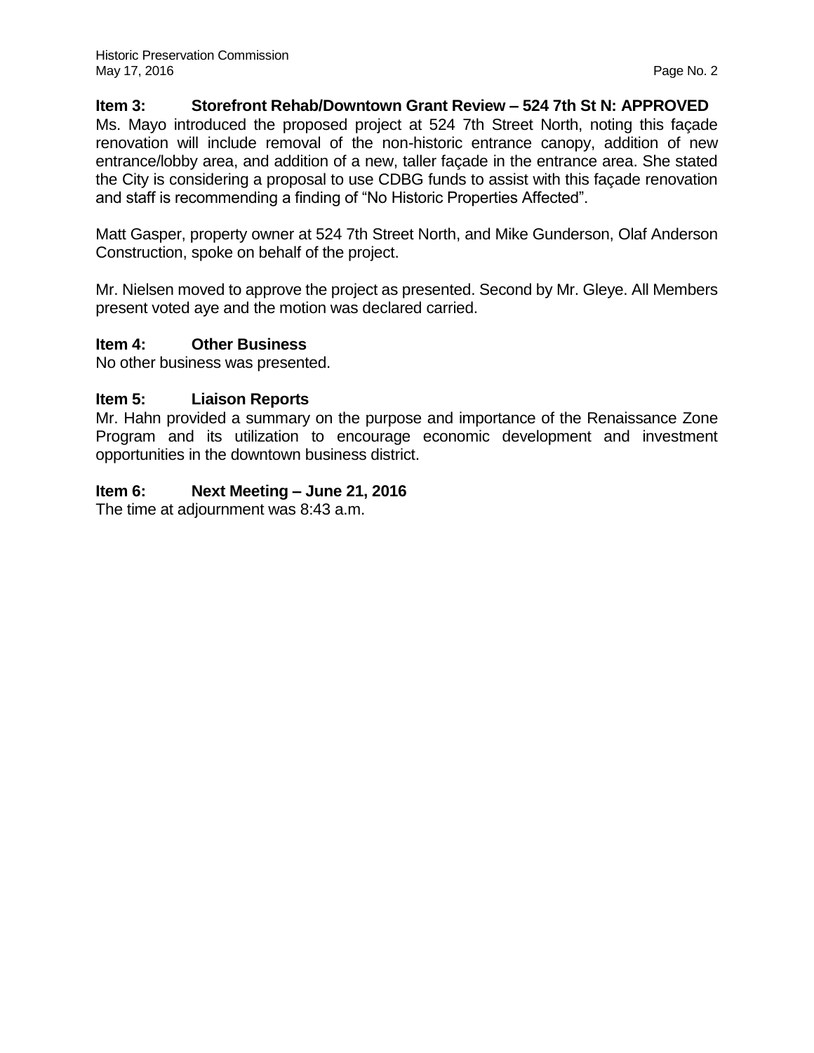**Item 3: Storefront Rehab/Downtown Grant Review – 524 7th St N: APPROVED**

Ms. Mayo introduced the proposed project at 524 7th Street North, noting this façade renovation will include removal of the non-historic entrance canopy, addition of new entrance/lobby area, and addition of a new, taller façade in the entrance area. She stated the City is considering a proposal to use CDBG funds to assist with this façade renovation and staff is recommending a finding of "No Historic Properties Affected".

Matt Gasper, property owner at 524 7th Street North, and Mike Gunderson, Olaf Anderson Construction, spoke on behalf of the project.

Mr. Nielsen moved to approve the project as presented. Second by Mr. Gleye. All Members present voted aye and the motion was declared carried.

**Item 4: Other Business**

No other business was presented.

**Item 5: Liaison Reports**

Mr. Hahn provided a summary on the purpose and importance of the Renaissance Zone Program and its utilization to encourage economic development and investment opportunities in the downtown business district.

**Item 6: Next Meeting – June 21, 2016**

The time at adjournment was 8:43 a.m.